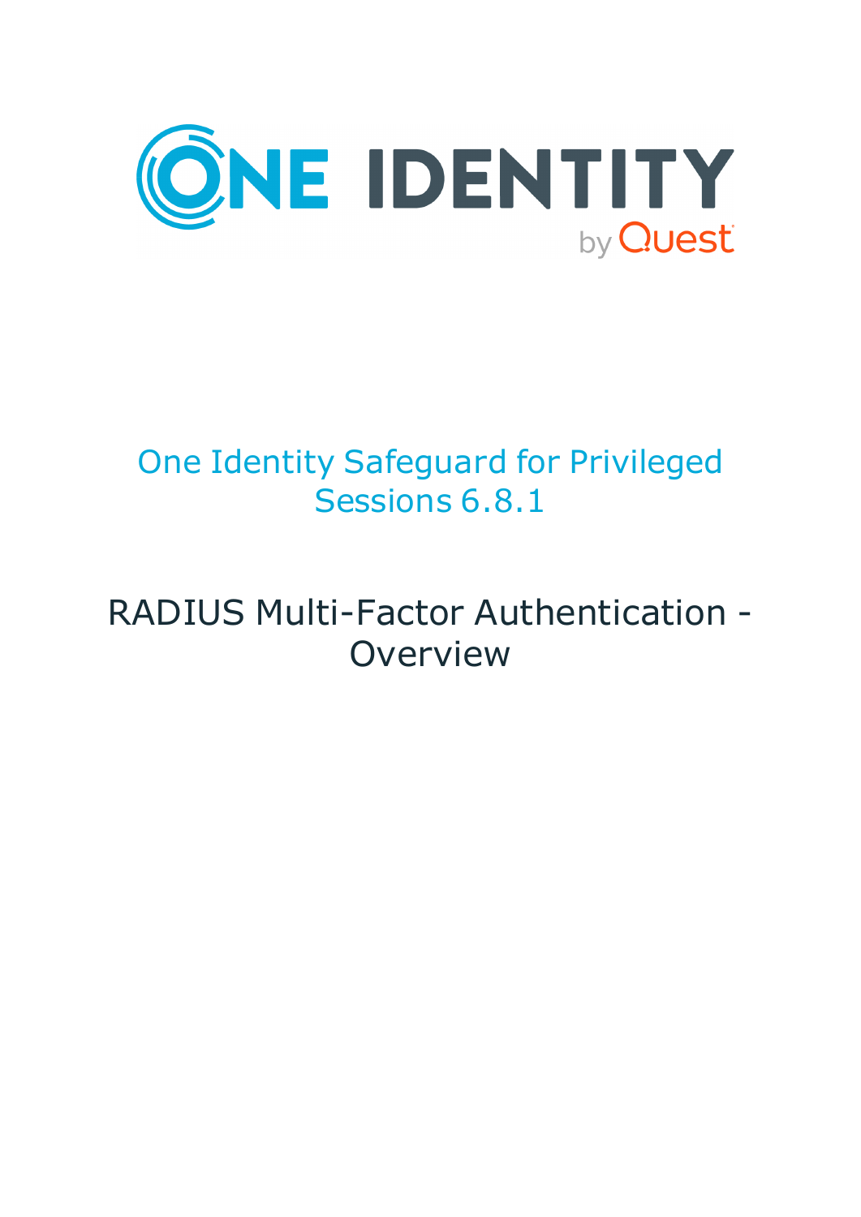# One Identity Safeguard for Privileged Sessions 6.8.1

## RADIUS Multi-Factor Authentication - Overview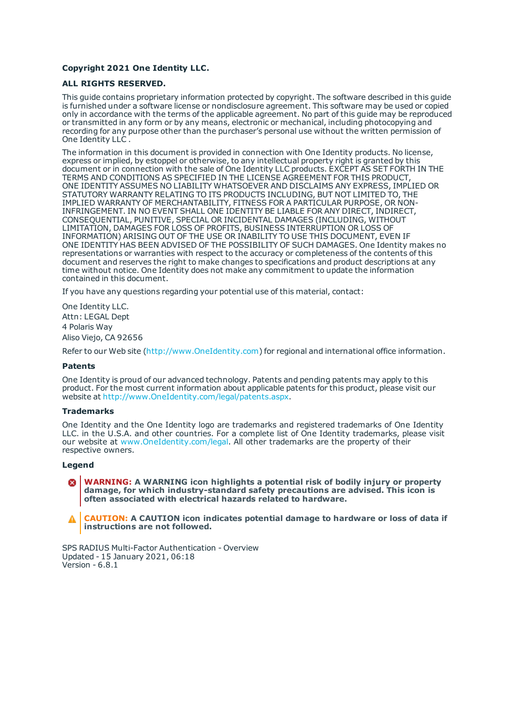**Copyright 2021 One Identity LLC.**

**ALL RIGHTS RESERVED.**

This guide contains proprietary information protected by copyright. The software described in this guide is furnished under a software license or nondisclosure agreement. This software may be used or copied only in accordance with the terms of the applicable agreement. No part of this guide may be reproduced or transmitted in any form or by any means, electronic or mechanical, including photocopying and recording for any purpose other than the purchaser's personal use without the written permission of One Identity LLC .

The information in this document is provided in connection with One Identity products. No license, express or implied, by estoppel or otherwise, to any intellectual property right is granted by this document or in connection with the sale of One Identity LLC products. EXCEPT AS SET FORTH IN THE TERMS AND CONDITIONS AS SPECIFIED IN THE LICENSE AGREEMENT FOR THIS PRODUCT, ONE IDENTITY ASSUMES NO LIABILITY WHATSOEVER AND DISCLAIMS ANY EXPRESS, IMPLIED OR STATUTORY WARRANTY RELATING TO ITS PRODUCTS INCLUDING, BUT NOT LIMITED TO, THE IMPLIED WARRANTY OF MERCHANTABILITY, FITNESS FOR A PARTICULAR PURPOSE, OR NON-INFRINGEMENT. IN NO EVENT SHALL ONE IDENTITY BE LIABLE FOR ANY DIRECT, INDIRECT, CONSEQUENTIAL, PUNITIVE, SPECIAL OR INCIDENTAL DAMAGES (INCLUDING, WITHOUT LIMITATION, DAMAGES FOR LOSS OF PROFITS, BUSINESS INTERRUPTION OR LOSS OF INFORMATION) ARISING OUT OF THE USE OR INABILITY TO USE THIS DOCUMENT, EVEN IF ONE IDENTITY HAS BEEN ADVISED OF THE POSSIBILITY OF SUCH DAMAGES. One Identity makes no representations or warranties with respect to the accuracy or completeness of the contents of this document and reserves the right to make changes to specifications and product descriptions at any time without notice. One Identity does not make any commitment to update the information contained in this document.

If you have any questions regarding your potential use of this material, contact:

One Identity LLC.
Attn: LEGAL Dept
4 Polaris Way
Aliso Viejo, CA 92656

Refer to our Web site (http://www.OneIdentity.com) for regional and international office information.

**Patents**

One Identity is proud of our advanced technology. Patents and pending patents may apply to this product. For the most current information about applicable patents for this product, please visit our website at http://www.OneIdentity.com/legal/patents.aspx.

**Trademarks**

One Identity and the One Identity logo are trademarks and registered trademarks of One Identity LLC. in the U.S.A. and other countries. For a complete list of One Identity trademarks, please visit our website at www.OneIdentity.com/legal. All other trademarks are the property of their respective owners.

**Legend**

**WARNING: A WARNING icon highlights a potential risk of bodily injury or property damage, for which industry-standard safety precautions are advised. This icon is often associated with electrical hazards related to hardware.**

**CAUTION: A CAUTION icon indicates potential damage to hardware or loss of data if instructions are not followed.**

SPS RADIUS Multi-Factor Authentication - Overview
Updated - 15 January 2021, 06:18
Version - 6.8.1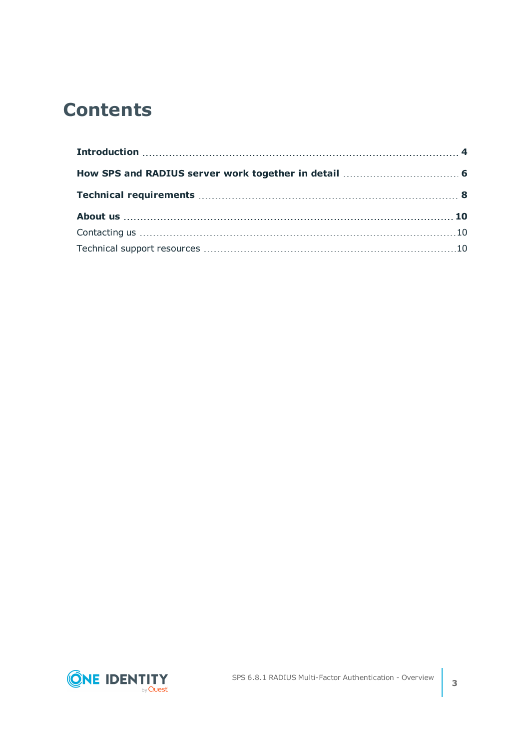# Contents

**Introduction** 4

**How SPS and RADIUS server work together in detail** 6

**Technical requirements** 8

**About us** 10

Contacting us 10

Technical support resources 10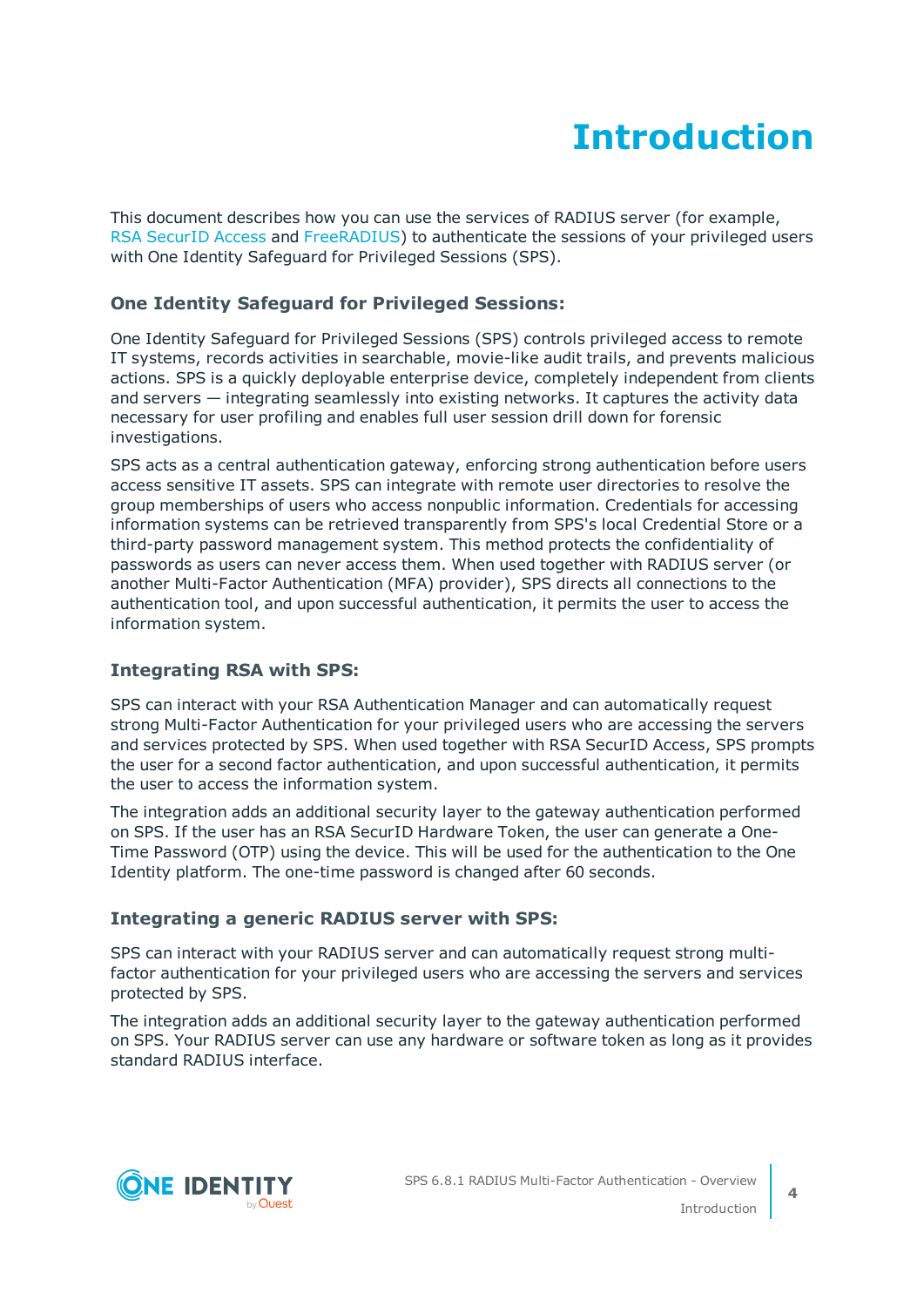# Introduction

This document describes how you can use the services of RADIUS server (for example, RSA SecurID Access and FreeRADIUS) to authenticate the sessions of your privileged users with One Identity Safeguard for Privileged Sessions (SPS).

### One Identity Safeguard for Privileged Sessions:

One Identity Safeguard for Privileged Sessions (SPS) controls privileged access to remote IT systems, records activities in searchable, movie-like audit trails, and prevents malicious actions. SPS is a quickly deployable enterprise device, completely independent from clients and servers — integrating seamlessly into existing networks. It captures the activity data necessary for user profiling and enables full user session drill down for forensic investigations.

SPS acts as a central authentication gateway, enforcing strong authentication before users access sensitive IT assets. SPS can integrate with remote user directories to resolve the group memberships of users who access nonpublic information. Credentials for accessing information systems can be retrieved transparently from SPS's local Credential Store or a third-party password management system. This method protects the confidentiality of passwords as users can never access them. When used together with RADIUS server (or another Multi-Factor Authentication (MFA) provider), SPS directs all connections to the authentication tool, and upon successful authentication, it permits the user to access the information system.

### Integrating RSA with SPS:

SPS can interact with your RSA Authentication Manager and can automatically request strong Multi-Factor Authentication for your privileged users who are accessing the servers and services protected by SPS. When used together with RSA SecurID Access, SPS prompts the user for a second factor authentication, and upon successful authentication, it permits the user to access the information system.

The integration adds an additional security layer to the gateway authentication performed on SPS. If the user has an RSA SecurID Hardware Token, the user can generate a One-Time Password (OTP) using the device. This will be used for the authentication to the One Identity platform. The one-time password is changed after 60 seconds.

### Integrating a generic RADIUS server with SPS:

SPS can interact with your RADIUS server and can automatically request strong multi-factor authentication for your privileged users who are accessing the servers and services protected by SPS.

The integration adds an additional security layer to the gateway authentication performed on SPS. Your RADIUS server can use any hardware or software token as long as it provides standard RADIUS interface.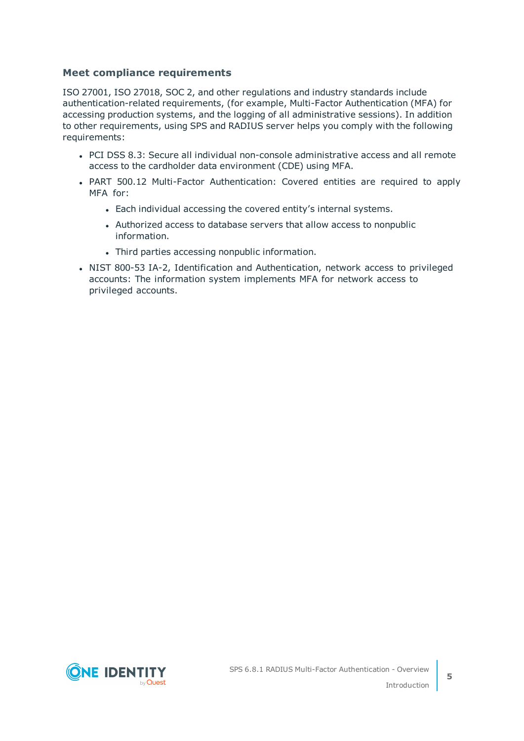### Meet compliance requirements

ISO 27001, ISO 27018, SOC 2, and other regulations and industry standards include authentication-related requirements, (for example, Multi-Factor Authentication (MFA) for accessing production systems, and the logging of all administrative sessions). In addition to other requirements, using SPS and RADIUS server helps you comply with the following requirements:

- PCI DSS 8.3: Secure all individual non-console administrative access and all remote access to the cardholder data environment (CDE) using MFA.
- PART 500.12 Multi-Factor Authentication: Covered entities are required to apply MFA for:
  - Each individual accessing the covered entity's internal systems.
  - Authorized access to database servers that allow access to nonpublic information.
  - Third parties accessing nonpublic information.
- NIST 800-53 IA-2, Identification and Authentication, network access to privileged accounts: The information system implements MFA for network access to privileged accounts.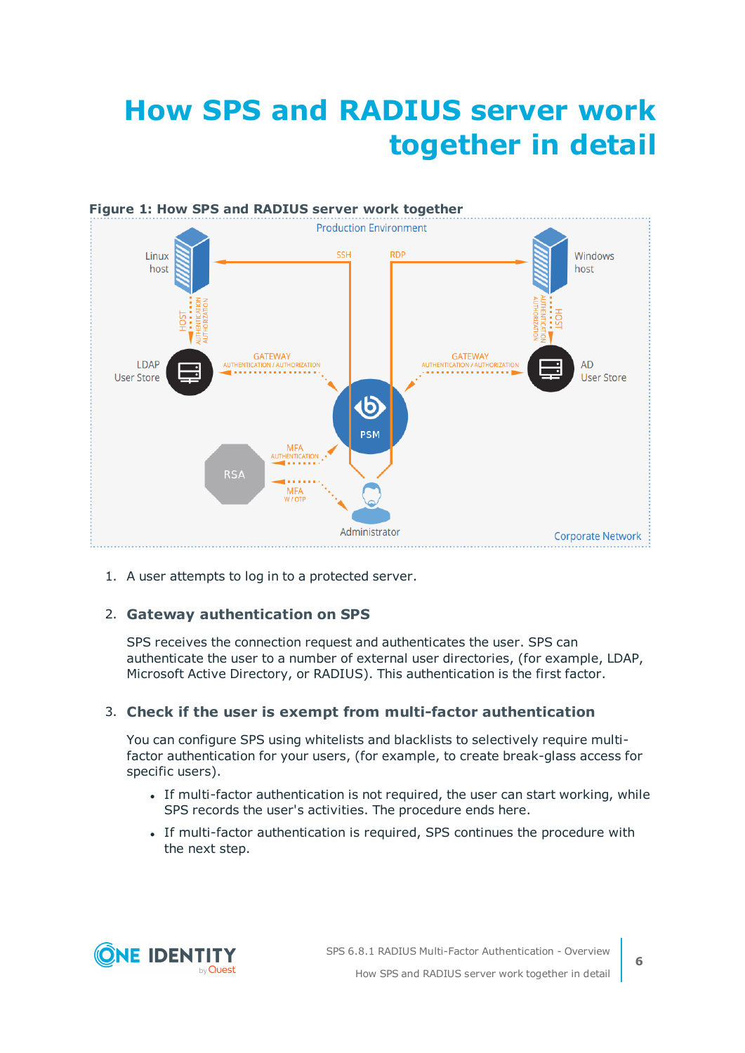# How SPS and RADIUS server work together in detail

**Figure 1: How SPS and RADIUS server work together**

1. A user attempts to log in to a protected server.

2. **Gateway authentication on SPS**

   SPS receives the connection request and authenticates the user. SPS can authenticate the user to a number of external user directories, (for example, LDAP, Microsoft Active Directory, or RADIUS). This authentication is the first factor.

3. **Check if the user is exempt from multi-factor authentication**

   You can configure SPS using whitelists and blacklists to selectively require multi-factor authentication for your users, (for example, to create break-glass access for specific users).

   - If multi-factor authentication is not required, the user can start working, while SPS records the user's activities. The procedure ends here.
   - If multi-factor authentication is required, SPS continues the procedure with the next step.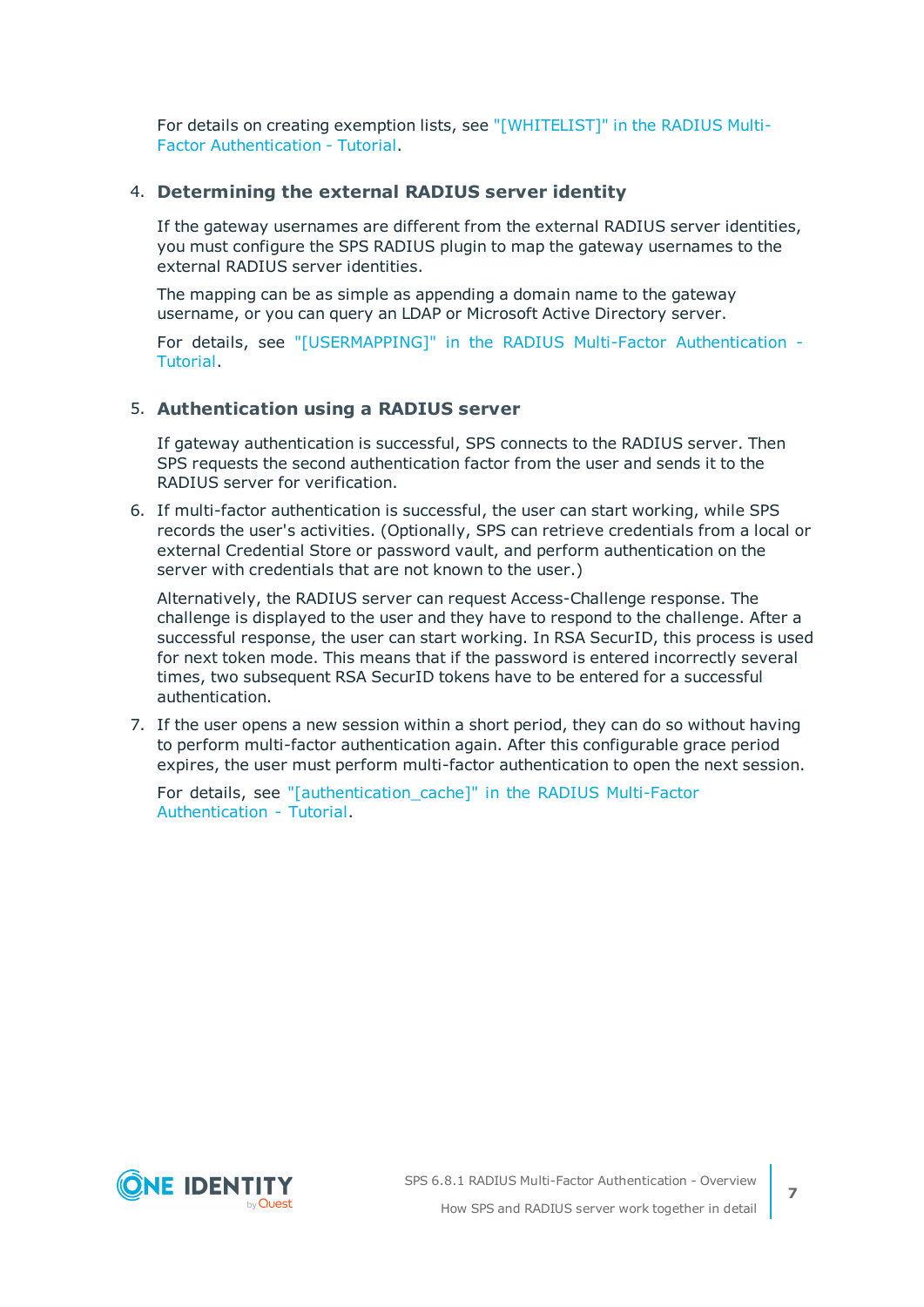For details on creating exemption lists, see "[WHITELIST]" in the RADIUS Multi-Factor Authentication - Tutorial.

4. **Determining the external RADIUS server identity**

   If the gateway usernames are different from the external RADIUS server identities, you must configure the SPS RADIUS plugin to map the gateway usernames to the external RADIUS server identities.

   The mapping can be as simple as appending a domain name to the gateway username, or you can query an LDAP or Microsoft Active Directory server.

   For details, see "[USERMAPPING]" in the RADIUS Multi-Factor Authentication - Tutorial.

5. **Authentication using a RADIUS server**

   If gateway authentication is successful, SPS connects to the RADIUS server. Then SPS requests the second authentication factor from the user and sends it to the RADIUS server for verification.

6. If multi-factor authentication is successful, the user can start working, while SPS records the user's activities. (Optionally, SPS can retrieve credentials from a local or external Credential Store or password vault, and perform authentication on the server with credentials that are not known to the user.)

   Alternatively, the RADIUS server can request Access-Challenge response. The challenge is displayed to the user and they have to respond to the challenge. After a successful response, the user can start working. In RSA SecurID, this process is used for next token mode. This means that if the password is entered incorrectly several times, two subsequent RSA SecurID tokens have to be entered for a successful authentication.

7. If the user opens a new session within a short period, they can do so without having to perform multi-factor authentication again. After this configurable grace period expires, the user must perform multi-factor authentication to open the next session.

   For details, see "[authentication_cache]" in the RADIUS Multi-Factor Authentication - Tutorial.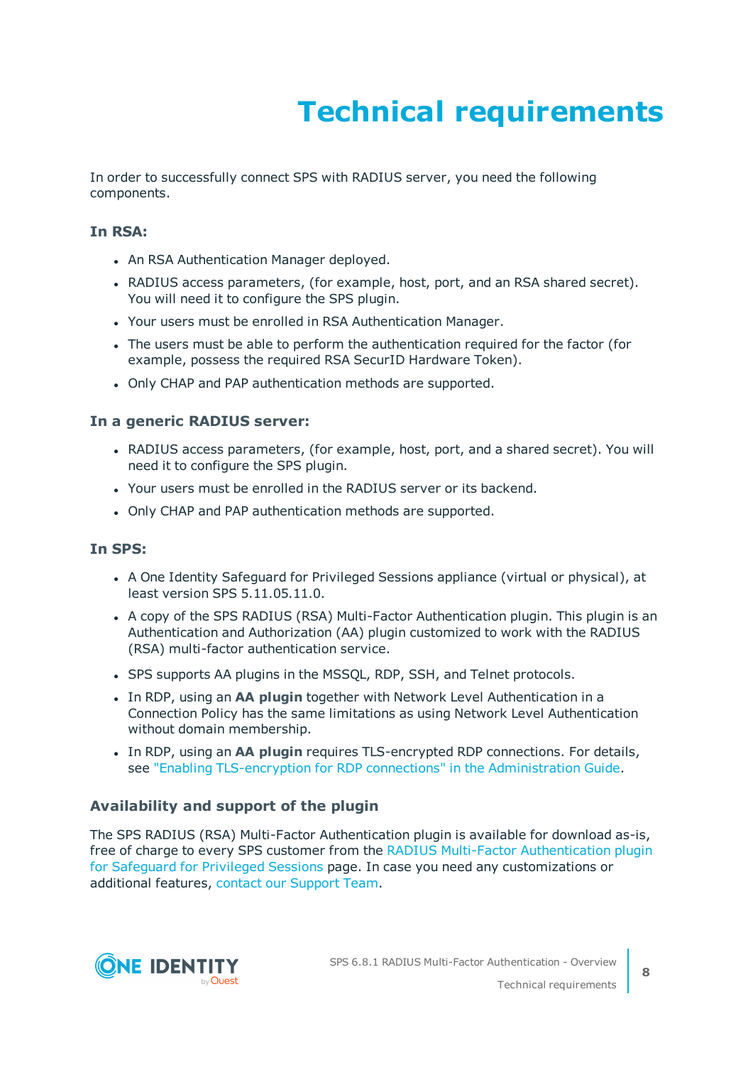# Technical requirements

In order to successfully connect SPS with RADIUS server, you need the following components.

### In RSA:

- An RSA Authentication Manager deployed.
- RADIUS access parameters, (for example, host, port, and an RSA shared secret). You will need it to configure the SPS plugin.
- Your users must be enrolled in RSA Authentication Manager.
- The users must be able to perform the authentication required for the factor (for example, possess the required RSA SecurID Hardware Token).
- Only CHAP and PAP authentication methods are supported.

### In a generic RADIUS server:

- RADIUS access parameters, (for example, host, port, and a shared secret). You will need it to configure the SPS plugin.
- Your users must be enrolled in the RADIUS server or its backend.
- Only CHAP and PAP authentication methods are supported.

### In SPS:

- A One Identity Safeguard for Privileged Sessions appliance (virtual or physical), at least version SPS 5.11.05.11.0.
- A copy of the SPS RADIUS (RSA) Multi-Factor Authentication plugin. This plugin is an Authentication and Authorization (AA) plugin customized to work with the RADIUS (RSA) multi-factor authentication service.
- SPS supports AA plugins in the MSSQL, RDP, SSH, and Telnet protocols.
- In RDP, using an **AA plugin** together with Network Level Authentication in a Connection Policy has the same limitations as using Network Level Authentication without domain membership.
- In RDP, using an **AA plugin** requires TLS-encrypted RDP connections. For details, see "Enabling TLS-encryption for RDP connections" in the Administration Guide.

### Availability and support of the plugin

The SPS RADIUS (RSA) Multi-Factor Authentication plugin is available for download as-is, free of charge to every SPS customer from the RADIUS Multi-Factor Authentication plugin for Safeguard for Privileged Sessions page. In case you need any customizations or additional features, contact our Support Team.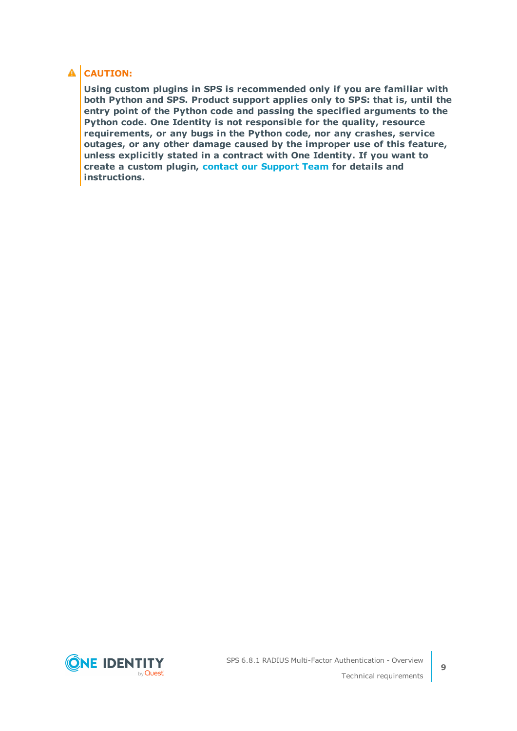**CAUTION:**

**Using custom plugins in SPS is recommended only if you are familiar with both Python and SPS. Product support applies only to SPS: that is, until the entry point of the Python code and passing the specified arguments to the Python code. One Identity is not responsible for the quality, resource requirements, or any bugs in the Python code, nor any crashes, service outages, or any other damage caused by the improper use of this feature, unless explicitly stated in a contract with One Identity. If you want to create a custom plugin, contact our Support Team for details and instructions.**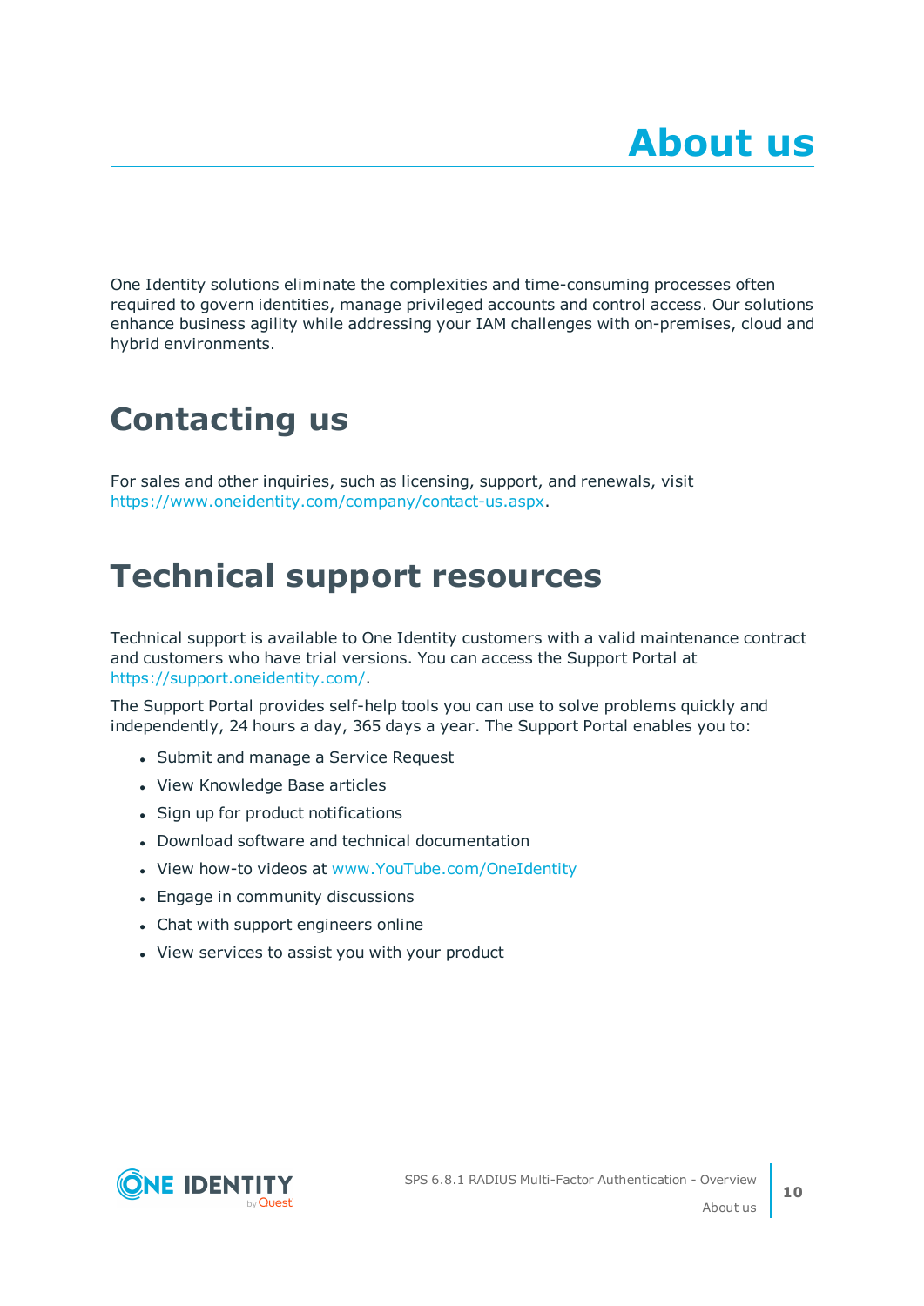# About us

One Identity solutions eliminate the complexities and time-consuming processes often required to govern identities, manage privileged accounts and control access. Our solutions enhance business agility while addressing your IAM challenges with on-premises, cloud and hybrid environments.

## Contacting us

For sales and other inquiries, such as licensing, support, and renewals, visit https://www.oneidentity.com/company/contact-us.aspx.

## Technical support resources

Technical support is available to One Identity customers with a valid maintenance contract and customers who have trial versions. You can access the Support Portal at https://support.oneidentity.com/.

The Support Portal provides self-help tools you can use to solve problems quickly and independently, 24 hours a day, 365 days a year. The Support Portal enables you to:

- Submit and manage a Service Request
- View Knowledge Base articles
- Sign up for product notifications
- Download software and technical documentation
- View how-to videos at www.YouTube.com/OneIdentity
- Engage in community discussions
- Chat with support engineers online
- View services to assist you with your product